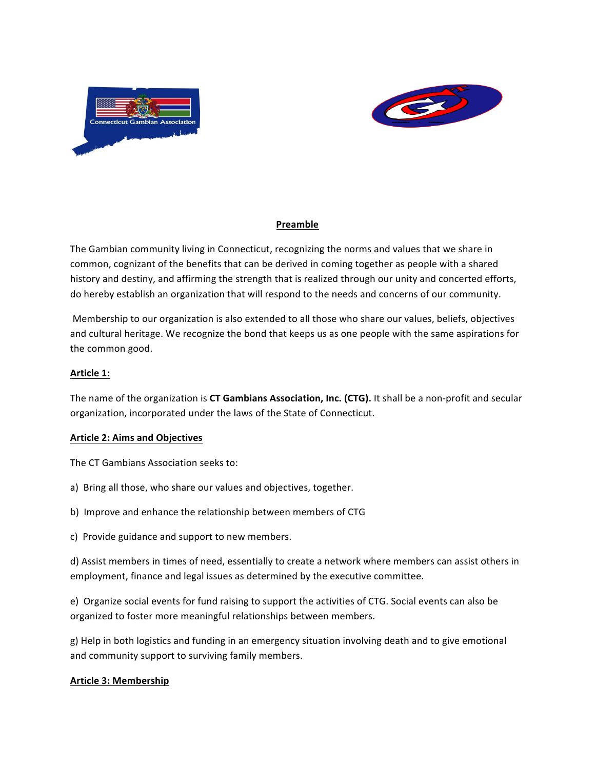## Preamble

The Gambian community living in Connecticut, recognizing the norms and values that we share in common, cognizant of the benefits that can be derived in coming together as people with a shared history and destiny, and affirming the strength that is realized through our unity and concerted efforts, do hereby establish an organization that will respond to the needs and concerns of our community.

Membership to our organization is also extended to all those who share our values, beliefs, objectives and cultural heritage. We recognize the bond that keeps us as one people with the same aspirations for the common good.

### Article 1:

The name of the organization is **CT Gambians Association, Inc. (CTG).** It shall be a non-profit and secular organization, incorporated under the laws of the State of Connecticut.

### Article 2: Aims and Objectives

The CT Gambians Association seeks to:

a) Bring all those, who share our values and objectives, together.

b) Improve and enhance the relationship between members of CTG

c) Provide guidance and support to new members.

d) Assist members in times of need, essentially to create a network where members can assist others in employment, finance and legal issues as determined by the executive committee.

e) Organize social events for fund raising to support the activities of CTG. Social events can also be organized to foster more meaningful relationships between members.

g) Help in both logistics and funding in an emergency situation involving death and to give emotional and community support to surviving family members.

### Article 3: Membership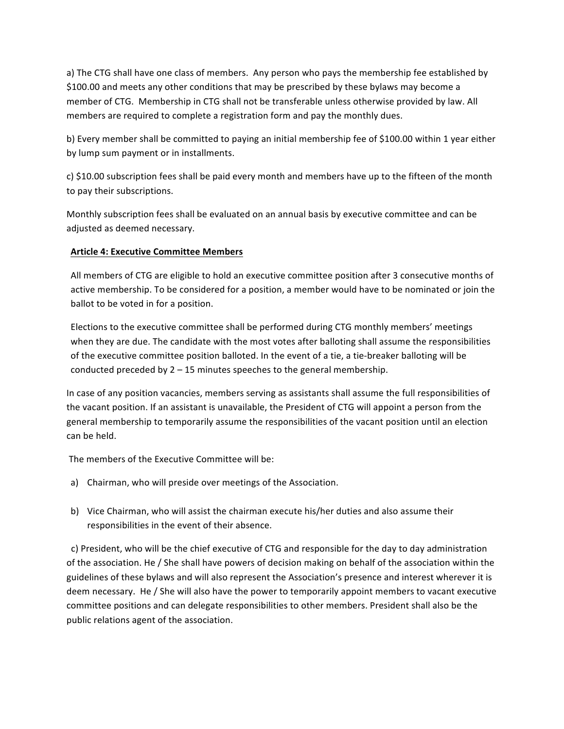a) The CTG shall have one class of members. Any person who pays the membership fee established by $100.00 and meets any other conditions that may be prescribed by these bylaws may become a member of CTG. Membership in CTG shall not be transferable unless otherwise provided by law. All members are required to complete a registration form and pay the monthly dues.

b) Every member shall be committed to paying an initial membership fee of $100.00 within 1 year either by lump sum payment or in installments.

c) $10.00 subscription fees shall be paid every month and members have up to the fifteen of the month to pay their subscriptions.

Monthly subscription fees shall be evaluated on an annual basis by executive committee and can be adjusted as deemed necessary.

**Article 4: Executive Committee Members**

All members of CTG are eligible to hold an executive committee position after 3 consecutive months of active membership. To be considered for a position, a member would have to be nominated or join the ballot to be voted in for a position.

Elections to the executive committee shall be performed during CTG monthly members' meetings when they are due. The candidate with the most votes after balloting shall assume the responsibilities of the executive committee position balloted. In the event of a tie, a tie-breaker balloting will be conducted preceded by 2 – 15 minutes speeches to the general membership.

In case of any position vacancies, members serving as assistants shall assume the full responsibilities of the vacant position. If an assistant is unavailable, the President of CTG will appoint a person from the general membership to temporarily assume the responsibilities of the vacant position until an election can be held.

The members of the Executive Committee will be:

a) Chairman, who will preside over meetings of the Association.

b) Vice Chairman, who will assist the chairman execute his/her duties and also assume their responsibilities in the event of their absence.

c) President, who will be the chief executive of CTG and responsible for the day to day administration of the association. He / She shall have powers of decision making on behalf of the association within the guidelines of these bylaws and will also represent the Association's presence and interest wherever it is deem necessary. He / She will also have the power to temporarily appoint members to vacant executive committee positions and can delegate responsibilities to other members. President shall also be the public relations agent of the association.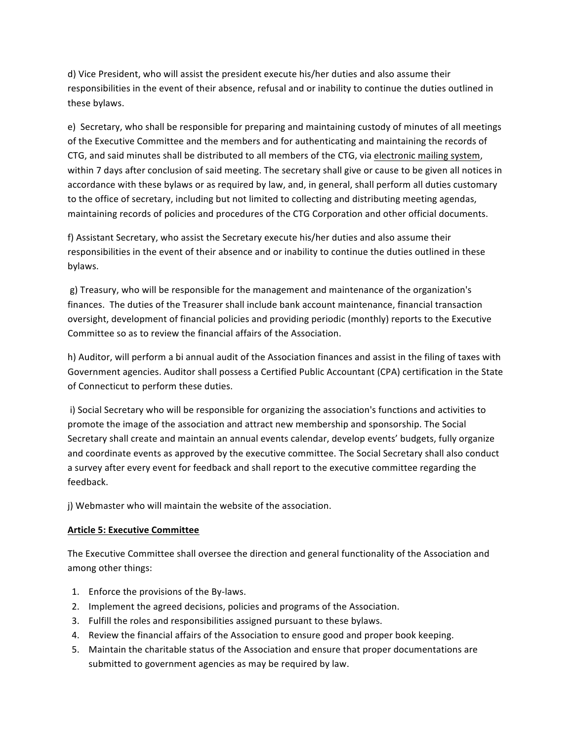d) Vice President, who will assist the president execute his/her duties and also assume their responsibilities in the event of their absence, refusal and or inability to continue the duties outlined in these bylaws.

e) Secretary, who shall be responsible for preparing and maintaining custody of minutes of all meetings of the Executive Committee and the members and for authenticating and maintaining the records of CTG, and said minutes shall be distributed to all members of the CTG, via <u>electronic mailing system</u>, within 7 days after conclusion of said meeting. The secretary shall give or cause to be given all notices in accordance with these bylaws or as required by law, and, in general, shall perform all duties customary to the office of secretary, including but not limited to collecting and distributing meeting agendas, maintaining records of policies and procedures of the CTG Corporation and other official documents.

f) Assistant Secretary, who assist the Secretary execute his/her duties and also assume their responsibilities in the event of their absence and or inability to continue the duties outlined in these bylaws.

g) Treasury, who will be responsible for the management and maintenance of the organization's finances. The duties of the Treasurer shall include bank account maintenance, financial transaction oversight, development of financial policies and providing periodic (monthly) reports to the Executive Committee so as to review the financial affairs of the Association.

h) Auditor, will perform a bi annual audit of the Association finances and assist in the filing of taxes with Government agencies. Auditor shall possess a Certified Public Accountant (CPA) certification in the State of Connecticut to perform these duties.

i) Social Secretary who will be responsible for organizing the association's functions and activities to promote the image of the association and attract new membership and sponsorship. The Social Secretary shall create and maintain an annual events calendar, develop events' budgets, fully organize and coordinate events as approved by the executive committee. The Social Secretary shall also conduct a survey after every event for feedback and shall report to the executive committee regarding the feedback.

j) Webmaster who will maintain the website of the association.

## **<u>Article 5: Executive Committee</u>**

The Executive Committee shall oversee the direction and general functionality of the Association and among other things:

1. Enforce the provisions of the By-laws.
2. Implement the agreed decisions, policies and programs of the Association.
3. Fulfill the roles and responsibilities assigned pursuant to these bylaws.
4. Review the financial affairs of the Association to ensure good and proper book keeping.
5. Maintain the charitable status of the Association and ensure that proper documentations are submitted to government agencies as may be required by law.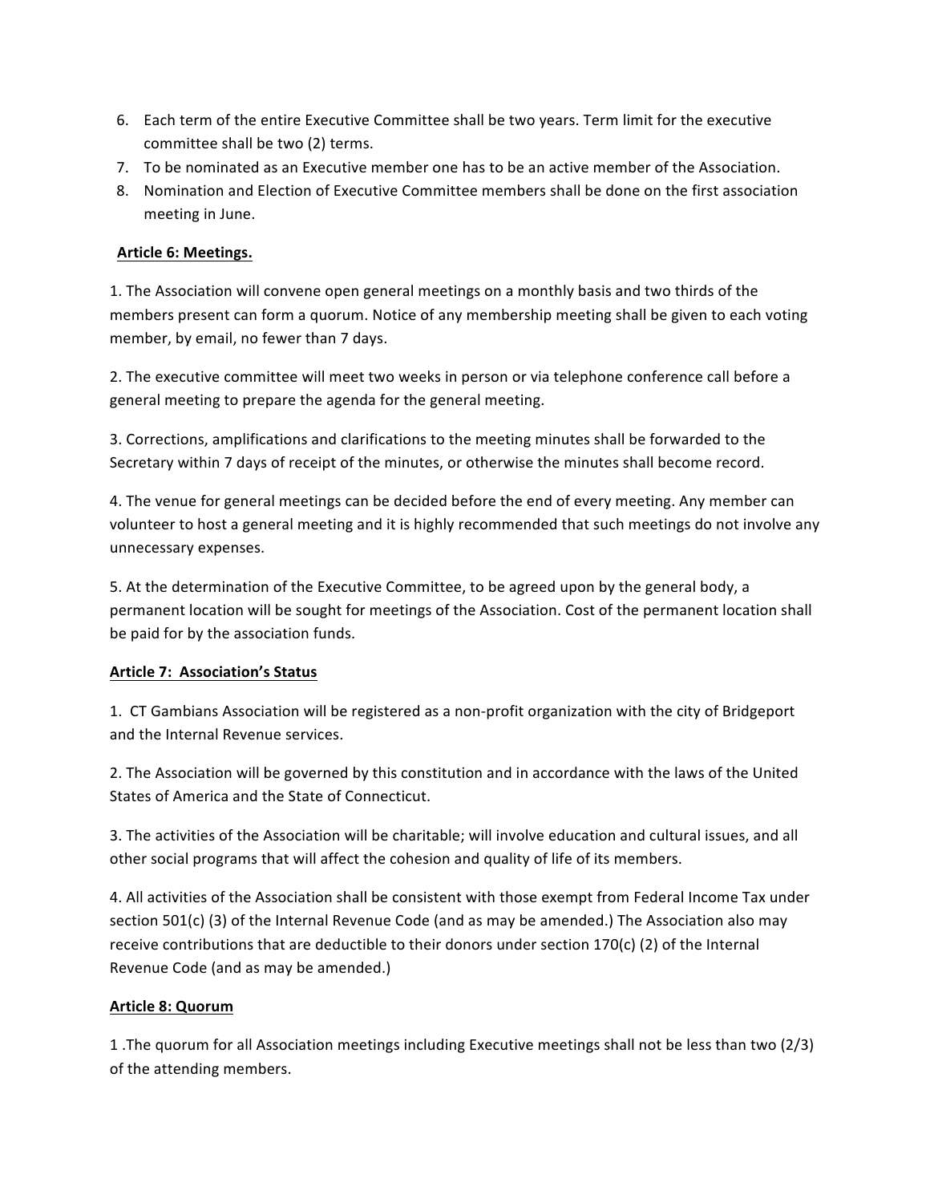6. Each term of the entire Executive Committee shall be two years. Term limit for the executive committee shall be two (2) terms.
7. To be nominated as an Executive member one has to be an active member of the Association.
8. Nomination and Election of Executive Committee members shall be done on the first association meeting in June.

**Article 6: Meetings.**

1. The Association will convene open general meetings on a monthly basis and two thirds of the members present can form a quorum. Notice of any membership meeting shall be given to each voting member, by email, no fewer than 7 days.

2. The executive committee will meet two weeks in person or via telephone conference call before a general meeting to prepare the agenda for the general meeting.

3. Corrections, amplifications and clarifications to the meeting minutes shall be forwarded to the Secretary within 7 days of receipt of the minutes, or otherwise the minutes shall become record.

4. The venue for general meetings can be decided before the end of every meeting. Any member can volunteer to host a general meeting and it is highly recommended that such meetings do not involve any unnecessary expenses.

5. At the determination of the Executive Committee, to be agreed upon by the general body, a permanent location will be sought for meetings of the Association. Cost of the permanent location shall be paid for by the association funds.

**Article 7: Association's Status**

1. CT Gambians Association will be registered as a non-profit organization with the city of Bridgeport and the Internal Revenue services.

2. The Association will be governed by this constitution and in accordance with the laws of the United States of America and the State of Connecticut.

3. The activities of the Association will be charitable; will involve education and cultural issues, and all other social programs that will affect the cohesion and quality of life of its members.

4. All activities of the Association shall be consistent with those exempt from Federal Income Tax under section 501(c) (3) of the Internal Revenue Code (and as may be amended.) The Association also may receive contributions that are deductible to their donors under section 170(c) (2) of the Internal Revenue Code (and as may be amended.)

**Article 8: Quorum**

1 .The quorum for all Association meetings including Executive meetings shall not be less than two (2/3) of the attending members.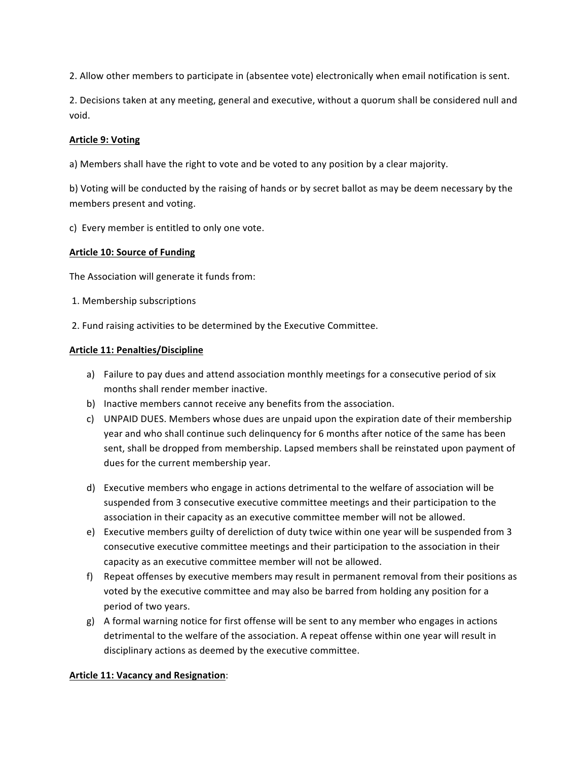2. Allow other members to participate in (absentee vote) electronically when email notification is sent.

2. Decisions taken at any meeting, general and executive, without a quorum shall be considered null and void.

**Article 9: Voting**

a) Members shall have the right to vote and be voted to any position by a clear majority.

b) Voting will be conducted by the raising of hands or by secret ballot as may be deem necessary by the members present and voting.

c) Every member is entitled to only one vote.

**Article 10: Source of Funding**

The Association will generate it funds from:

1. Membership subscriptions

2. Fund raising activities to be determined by the Executive Committee.

**Article 11: Penalties/Discipline**

a) Failure to pay dues and attend association monthly meetings for a consecutive period of six months shall render member inactive.
b) Inactive members cannot receive any benefits from the association.
c) UNPAID DUES. Members whose dues are unpaid upon the expiration date of their membership year and who shall continue such delinquency for 6 months after notice of the same has been sent, shall be dropped from membership. Lapsed members shall be reinstated upon payment of dues for the current membership year.
d) Executive members who engage in actions detrimental to the welfare of association will be suspended from 3 consecutive executive committee meetings and their participation to the association in their capacity as an executive committee member will not be allowed.
e) Executive members guilty of dereliction of duty twice within one year will be suspended from 3 consecutive executive committee meetings and their participation to the association in their capacity as an executive committee member will not be allowed.
f) Repeat offenses by executive members may result in permanent removal from their positions as voted by the executive committee and may also be barred from holding any position for a period of two years.
g) A formal warning notice for first offense will be sent to any member who engages in actions detrimental to the welfare of the association. A repeat offense within one year will result in disciplinary actions as deemed by the executive committee.

**Article 11: Vacancy and Resignation**: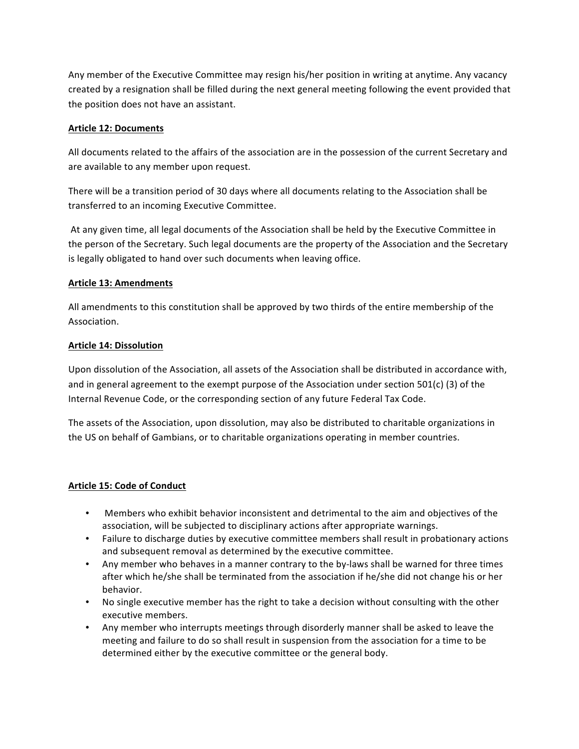Any member of the Executive Committee may resign his/her position in writing at anytime. Any vacancy created by a resignation shall be filled during the next general meeting following the event provided that the position does not have an assistant.

**Article 12: Documents**

All documents related to the affairs of the association are in the possession of the current Secretary and are available to any member upon request.

There will be a transition period of 30 days where all documents relating to the Association shall be transferred to an incoming Executive Committee.

At any given time, all legal documents of the Association shall be held by the Executive Committee in the person of the Secretary. Such legal documents are the property of the Association and the Secretary is legally obligated to hand over such documents when leaving office.

**Article 13: Amendments**

All amendments to this constitution shall be approved by two thirds of the entire membership of the Association.

**Article 14: Dissolution**

Upon dissolution of the Association, all assets of the Association shall be distributed in accordance with, and in general agreement to the exempt purpose of the Association under section 501(c) (3) of the Internal Revenue Code, or the corresponding section of any future Federal Tax Code.

The assets of the Association, upon dissolution, may also be distributed to charitable organizations in the US on behalf of Gambians, or to charitable organizations operating in member countries.

**Article 15: Code of Conduct**

- Members who exhibit behavior inconsistent and detrimental to the aim and objectives of the association, will be subjected to disciplinary actions after appropriate warnings.
- Failure to discharge duties by executive committee members shall result in probationary actions and subsequent removal as determined by the executive committee.
- Any member who behaves in a manner contrary to the by-laws shall be warned for three times after which he/she shall be terminated from the association if he/she did not change his or her behavior.
- No single executive member has the right to take a decision without consulting with the other executive members.
- Any member who interrupts meetings through disorderly manner shall be asked to leave the meeting and failure to do so shall result in suspension from the association for a time to be determined either by the executive committee or the general body.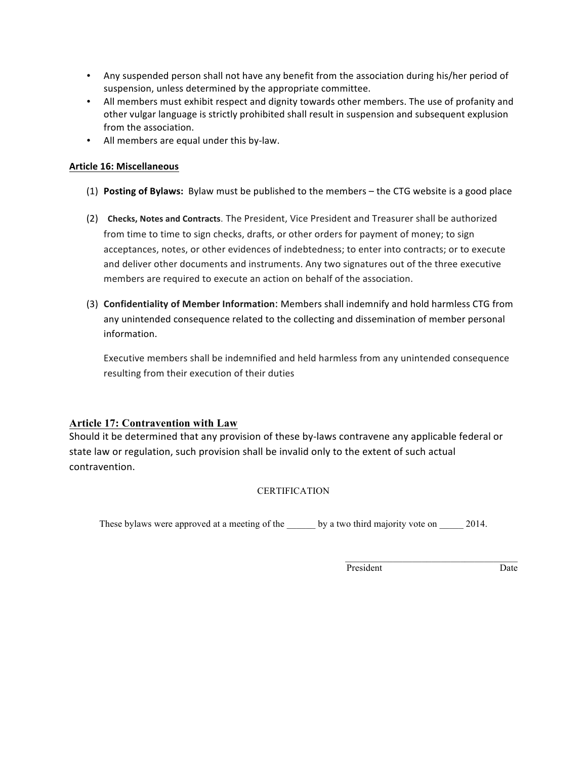- Any suspended person shall not have any benefit from the association during his/her period of suspension, unless determined by the appropriate committee.
- All members must exhibit respect and dignity towards other members. The use of profanity and other vulgar language is strictly prohibited shall result in suspension and subsequent explusion from the association.
- All members are equal under this by-law.

**Article 16: Miscellaneous**

(1) **Posting of Bylaws:** Bylaw must be published to the members – the CTG website is a good place

(2) **Checks, Notes and Contracts**. The President, Vice President and Treasurer shall be authorized from time to time to sign checks, drafts, or other orders for payment of money; to sign acceptances, notes, or other evidences of indebtedness; to enter into contracts; or to execute and deliver other documents and instruments. Any two signatures out of the three executive members are required to execute an action on behalf of the association.

(3) **Confidentiality of Member Information**: Members shall indemnify and hold harmless CTG from any unintended consequence related to the collecting and dissemination of member personal information.

Executive members shall be indemnified and held harmless from any unintended consequence resulting from their execution of their duties

**Article 17: Contravention with Law**

Should it be determined that any provision of these by-laws contravene any applicable federal or state law or regulation, such provision shall be invalid only to the extent of such actual contravention.

CERTIFICATION

These bylaws were approved at a meeting of the ______ by a two third majority vote on _____ 2014.

___________________________________

President Date